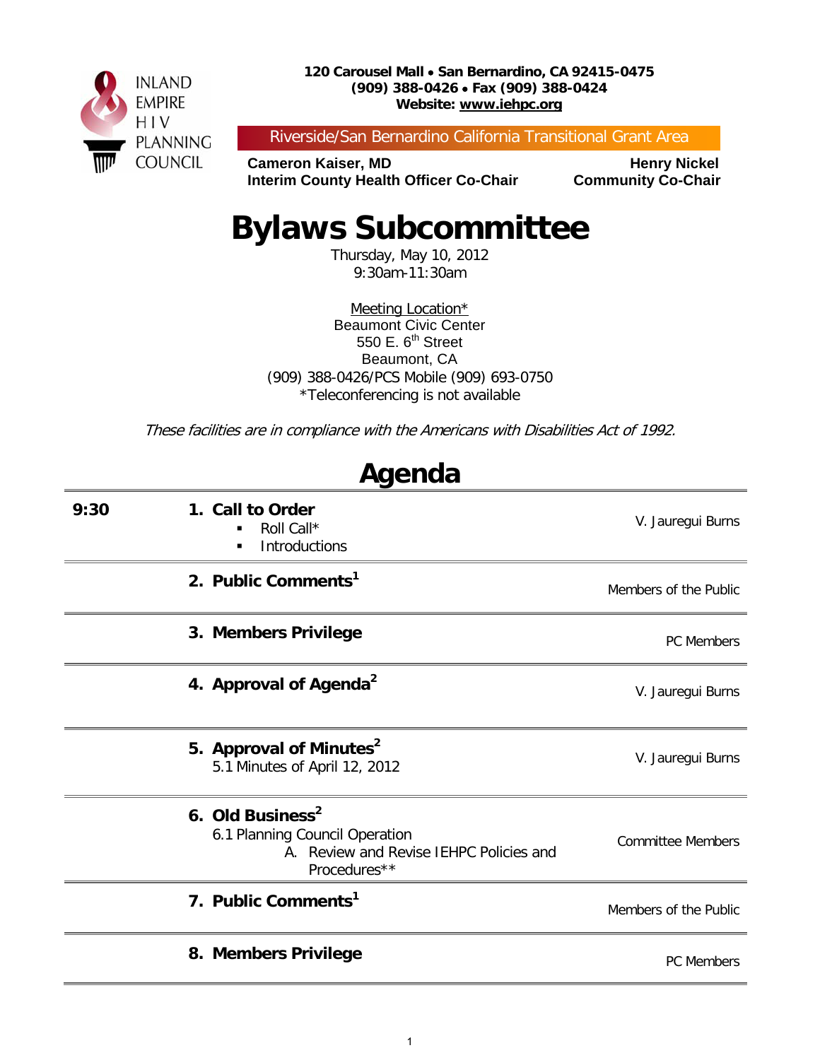INLAND EMPIRE HIV PLANNING COUNCIL

**120 Carousel Mall • San Bernardino, CA 92415-0475**
**(909) 388-0426 • Fax (909) 388-0424**
**Website: www.iehpc.org**

Riverside/San Bernardino California Transitional Grant Area

**Cameron Kaiser, MD**
**Interim County Health Officer Co-Chair**

**Henry Nickel**
**Community Co-Chair**

# Bylaws Subcommittee

Thursday, May 10, 2012
9:30am-11:30am

Meeting Location*
Beaumont Civic Center
550 E. 6th Street
Beaumont, CA
(909) 388-0426/PCS Mobile (909) 693-0750
*Teleconferencing is not available

*These facilities are in compliance with the Americans with Disabilities Act of 1992.*

## Agenda

| Time | Item | Presenter |
|---|---|---|
| 9:30 | **1. Call to Order**<br>▪ Roll Call*<br>▪ Introductions | V. Jauregui Burns |
| | **2. Public Comments**[1] | Members of the Public |
| | **3. Members Privilege** | PC Members |
| | **4. Approval of Agenda**[2] | V. Jauregui Burns |
| | **5. Approval of Minutes**[2]<br>5.1 Minutes of April 12, 2012 | V. Jauregui Burns |
| | **6. Old Business**[2]<br>6.1 Planning Council Operation<br>A. Review and Revise IEHPC Policies and Procedures** | Committee Members |
| | **7. Public Comments**[1] | Members of the Public |
| | **8. Members Privilege** | PC Members |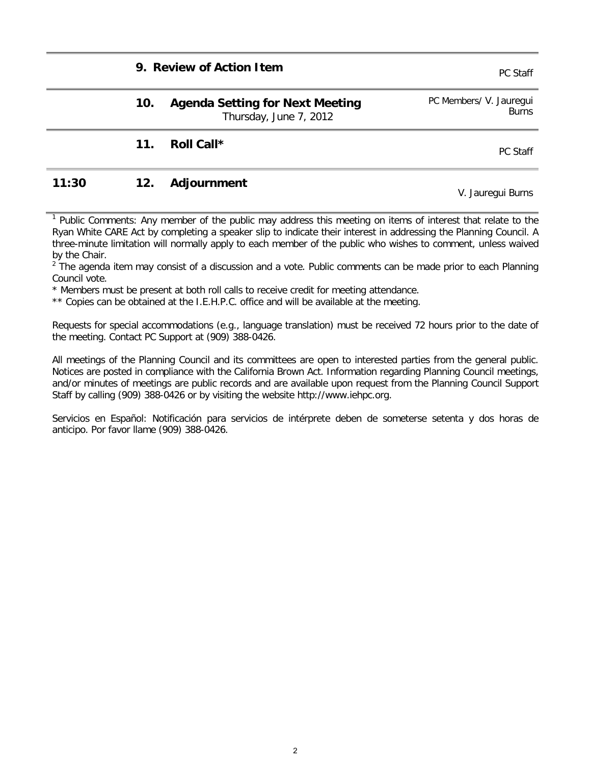| Time | No. | Item | Presenter |
|---|---|---|---|
| | 9. | **Review of Action Item** | PC Staff |
| | 10. | **Agenda Setting for Next Meeting** Thursday, June 7, 2012 | PC Members/ V. Jauregui Burns |
| | 11. | **Roll Call*** | PC Staff |
| **11:30** | 12. | **Adjournment** | V. Jauregui Burns |

[1] Public Comments: Any member of the public may address this meeting on items of interest that relate to the Ryan White CARE Act by completing a speaker slip to indicate their interest in addressing the Planning Council. A three-minute limitation will normally apply to each member of the public who wishes to comment, unless waived by the Chair.

[2] The agenda item may consist of a discussion and a vote. Public comments can be made prior to each Planning Council vote.

\* Members must be present at both roll calls to receive credit for meeting attendance.

\*\* Copies can be obtained at the I.E.H.P.C. office and will be available at the meeting.

Requests for special accommodations (e.g., language translation) must be received 72 hours prior to the date of the meeting. Contact PC Support at (909) 388-0426.

All meetings of the Planning Council and its committees are open to interested parties from the general public. Notices are posted in compliance with the California Brown Act. Information regarding Planning Council meetings, and/or minutes of meetings are public records and are available upon request from the Planning Council Support Staff by calling (909) 388-0426 or by visiting the website http://www.iehpc.org.

Servicios en Español: Notificación para servicios de intérprete deben de someterse setenta y dos horas de anticipo. Por favor llame (909) 388-0426.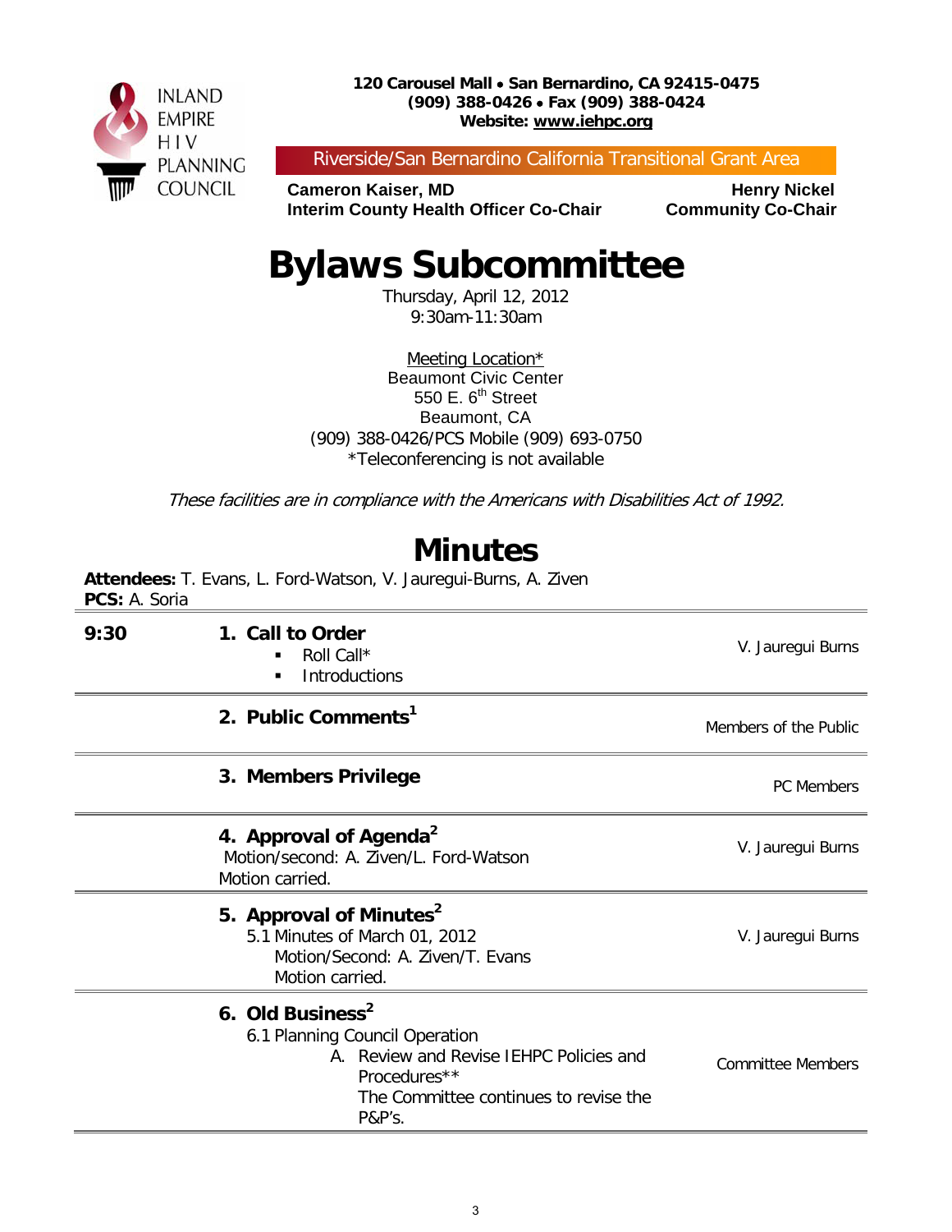INLAND EMPIRE HIV PLANNING COUNCIL

**120 Carousel Mall • San Bernardino, CA 92415-0475**
**(909) 388-0426 • Fax (909) 388-0424**
**Website: www.iehpc.org**

Riverside/San Bernardino California Transitional Grant Area

**Cameron Kaiser, MD**
**Interim County Health Officer Co-Chair**

**Henry Nickel**
**Community Co-Chair**

# Bylaws Subcommittee

Thursday, April 12, 2012
9:30am-11:30am

Meeting Location*
Beaumont Civic Center
550 E. 6th Street
Beaumont, CA
(909) 388-0426/PCS Mobile (909) 693-0750
*Teleconferencing is not available

*These facilities are in compliance with the Americans with Disabilities Act of 1992.*

## Minutes

**Attendees:** T. Evans, L. Ford-Watson, V. Jauregui-Burns, A. Ziven
**PCS:** A. Soria

| Time | Item | Presenter |
|---|---|---|
| 9:30 | **1. Call to Order**<br>▪ Roll Call*<br>▪ Introductions | V. Jauregui Burns |
| | **2. Public Comments[1]** | Members of the Public |
| | **3. Members Privilege** | PC Members |
| | **4. Approval of Agenda[2]**<br>Motion/second: A. Ziven/L. Ford-Watson<br>Motion carried. | V. Jauregui Burns |
| | **5. Approval of Minutes[2]**<br>5.1 Minutes of March 01, 2012<br>Motion/Second: A. Ziven/T. Evans<br>Motion carried. | V. Jauregui Burns |
| | **6. Old Business[2]**<br>6.1 Planning Council Operation<br>A. Review and Revise IEHPC Policies and Procedures**<br>The Committee continues to revise the P&P's. | Committee Members |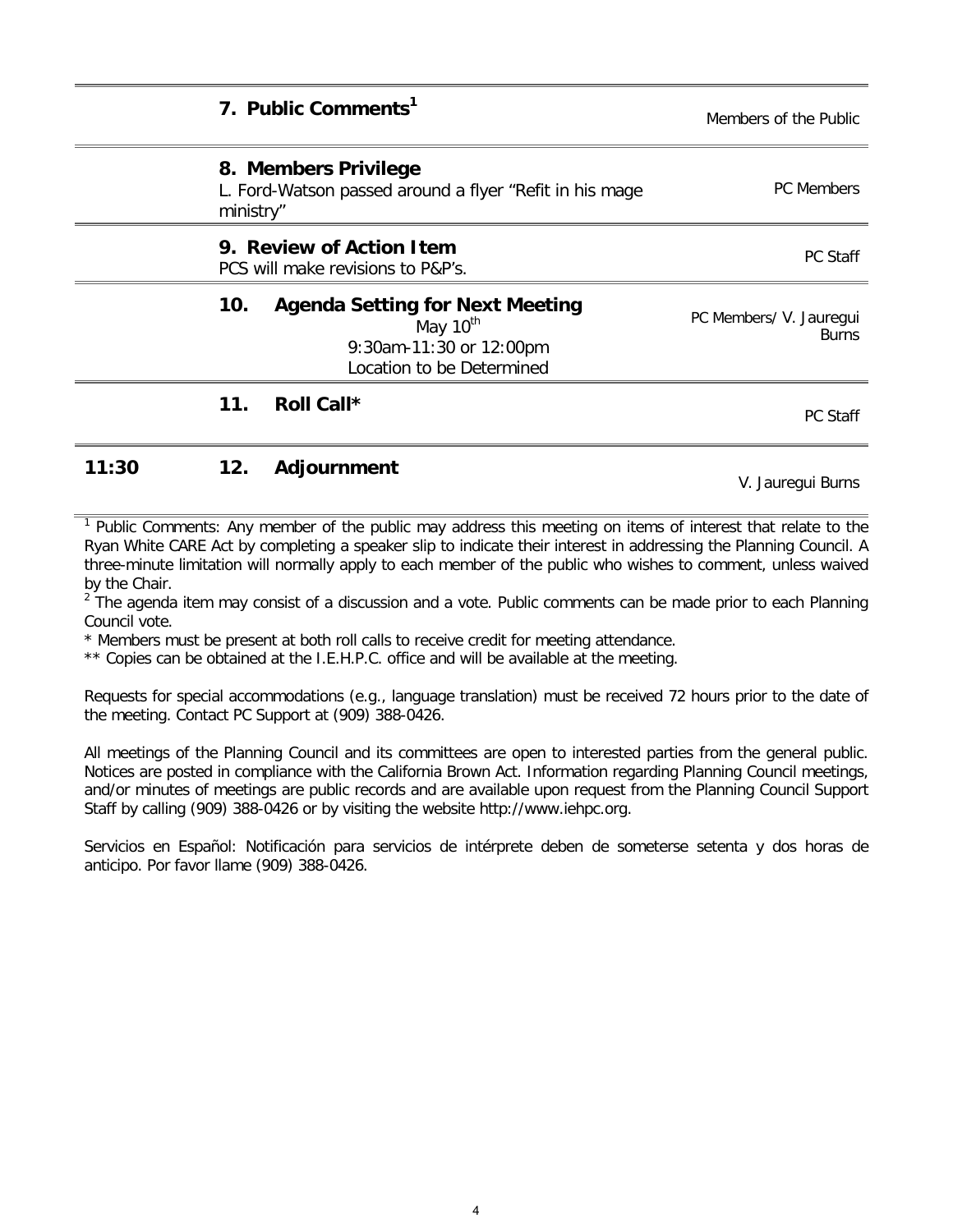| | | | |
|---|---|---|---|
| | **7. Public Comments**[1] | | Members of the Public |
| | **8. Members Privilege**<br>L. Ford-Watson passed around a flyer "Refit in his mage ministry" | | PC Members |
| | **9. Review of Action Item**<br>PCS will make revisions to P&P's. | | PC Staff |
| | **10.** | **Agenda Setting for Next Meeting**<br>May 10th<br>9:30am-11:30 or 12:00pm<br>Location to be Determined | PC Members/ V. Jauregui Burns |
| | **11.** | **Roll Call*** | PC Staff |
| **11:30** | **12.** | **Adjournment** | V. Jauregui Burns |

[1] Public Comments: Any member of the public may address this meeting on items of interest that relate to the Ryan White CARE Act by completing a speaker slip to indicate their interest in addressing the Planning Council. A three-minute limitation will normally apply to each member of the public who wishes to comment, unless waived by the Chair.

[2] The agenda item may consist of a discussion and a vote. Public comments can be made prior to each Planning Council vote.

* Members must be present at both roll calls to receive credit for meeting attendance.

** Copies can be obtained at the I.E.H.P.C. office and will be available at the meeting.

Requests for special accommodations (e.g., language translation) must be received 72 hours prior to the date of the meeting. Contact PC Support at (909) 388-0426.

All meetings of the Planning Council and its committees are open to interested parties from the general public. Notices are posted in compliance with the California Brown Act. Information regarding Planning Council meetings, and/or minutes of meetings are public records and are available upon request from the Planning Council Support Staff by calling (909) 388-0426 or by visiting the website http://www.iehpc.org.

Servicios en Español: Notificación para servicios de intérprete deben de someterse setenta y dos horas de anticipo. Por favor llame (909) 388-0426.